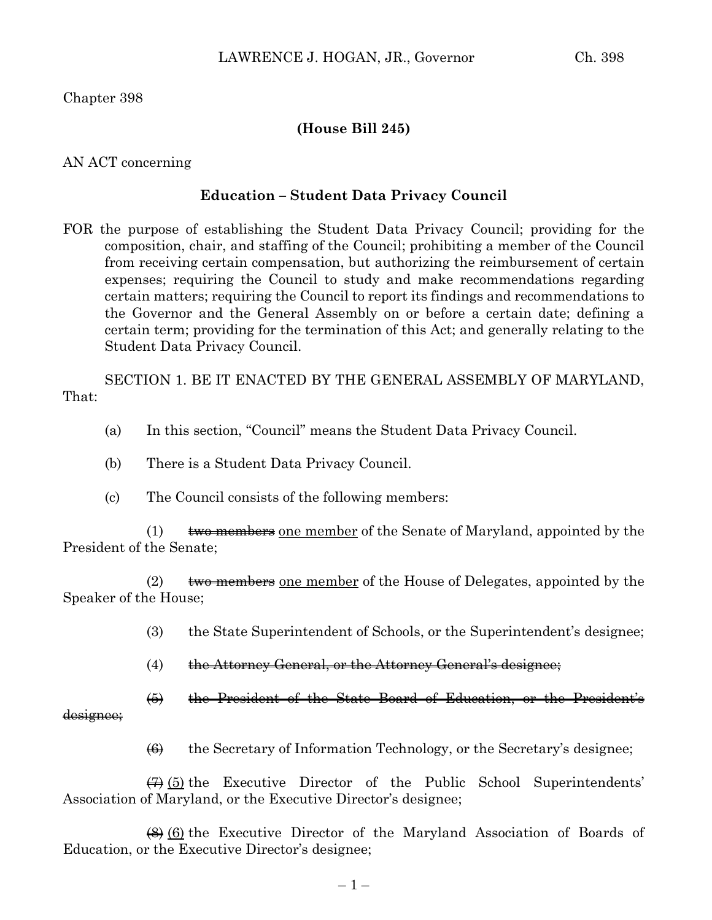Chapter 398

**(House Bill 245)**

AN ACT concerning

**Education – Student Data Privacy Council**

FOR the purpose of establishing the Student Data Privacy Council; providing for the composition, chair, and staffing of the Council; prohibiting a member of the Council from receiving certain compensation, but authorizing the reimbursement of certain expenses; requiring the Council to study and make recommendations regarding certain matters; requiring the Council to report its findings and recommendations to the Governor and the General Assembly on or before a certain date; defining a certain term; providing for the termination of this Act; and generally relating to the Student Data Privacy Council.

SECTION 1. BE IT ENACTED BY THE GENERAL ASSEMBLY OF MARYLAND, That:

(a) In this section, "Council" means the Student Data Privacy Council.

(b) There is a Student Data Privacy Council.

(c) The Council consists of the following members:

(1) ~~two members~~ <u>one member</u> of the Senate of Maryland, appointed by the President of the Senate;

(2) ~~two members~~ <u>one member</u> of the House of Delegates, appointed by the Speaker of the House;

(3) the State Superintendent of Schools, or the Superintendent's designee;

(4) ~~the Attorney General, or the Attorney General's designee;~~

~~(5) the President of the State Board of Education, or the President's designee;~~

~~(6)~~ the Secretary of Information Technology, or the Secretary's designee;

~~(7)~~ <u>(5)</u> the Executive Director of the Public School Superintendents' Association of Maryland, or the Executive Director's designee;

~~(8)~~ <u>(6)</u> the Executive Director of the Maryland Association of Boards of Education, or the Executive Director's designee;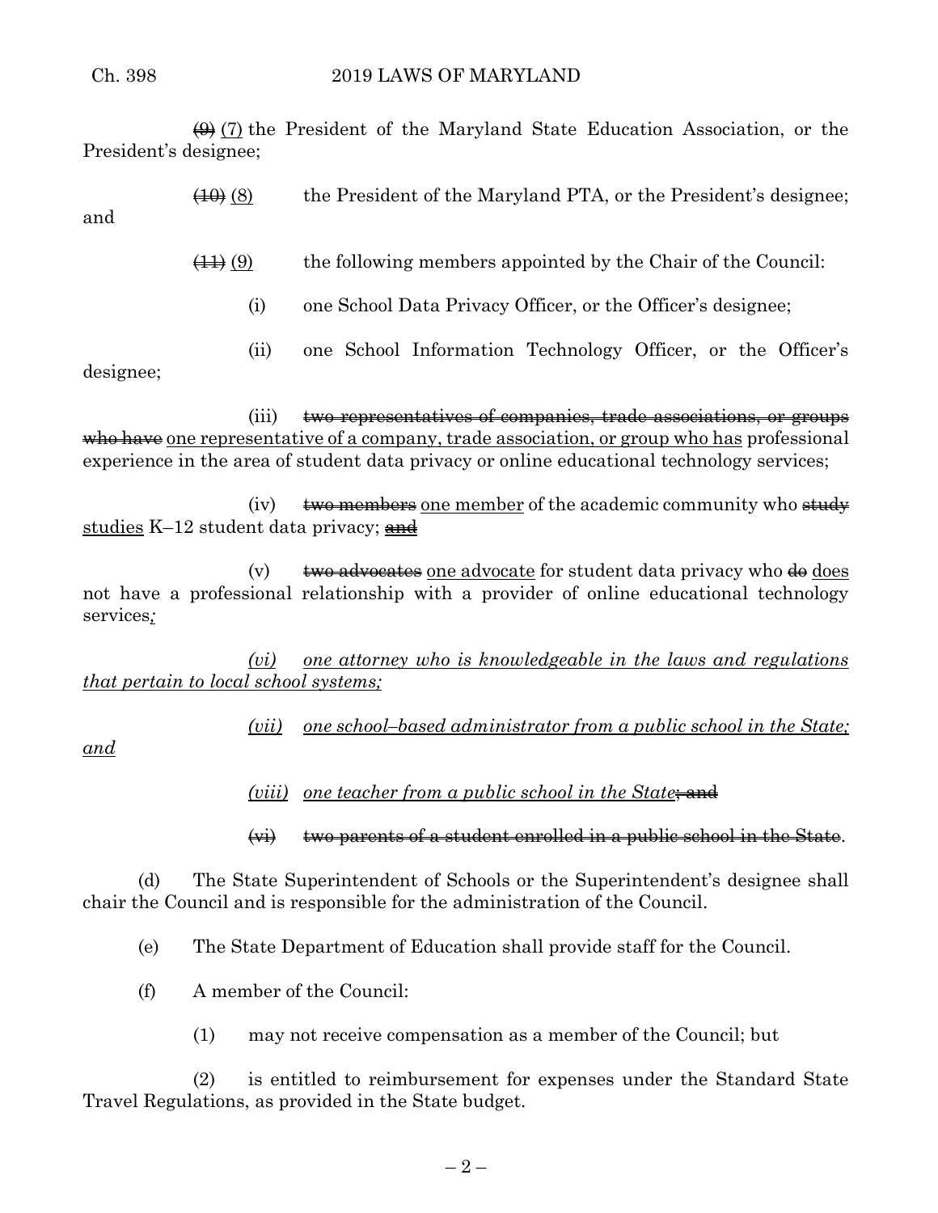~~(9)~~ (7) the President of the Maryland State Education Association, or the President's designee;

~~(10)~~ (8) the President of the Maryland PTA, or the President's designee; and

~~(11)~~ (9) the following members appointed by the Chair of the Council:

(i) one School Data Privacy Officer, or the Officer's designee;

(ii) one School Information Technology Officer, or the Officer's designee;

(iii) ~~two representatives of companies, trade associations, or groups who have~~ one representative of a company, trade association, or group who has professional experience in the area of student data privacy or online educational technology services;

(iv) ~~two members~~ one member of the academic community who ~~study~~ studies K–12 student data privacy; ~~and~~

(v) ~~two advocates~~ one advocate for student data privacy who ~~do~~ does not have a professional relationship with a provider of online educational technology services*;*

*(vi) one attorney who is knowledgeable in the laws and regulations that pertain to local school systems;*

*(vii) one school–based administrator from a public school in the State; and*

*(viii) one teacher from a public school in the State*~~; and~~

~~(vi) two parents of a student enrolled in a public school in the State~~.

(d) The State Superintendent of Schools or the Superintendent's designee shall chair the Council and is responsible for the administration of the Council.

(e) The State Department of Education shall provide staff for the Council.

(f) A member of the Council:

(1) may not receive compensation as a member of the Council; but

(2) is entitled to reimbursement for expenses under the Standard State Travel Regulations, as provided in the State budget.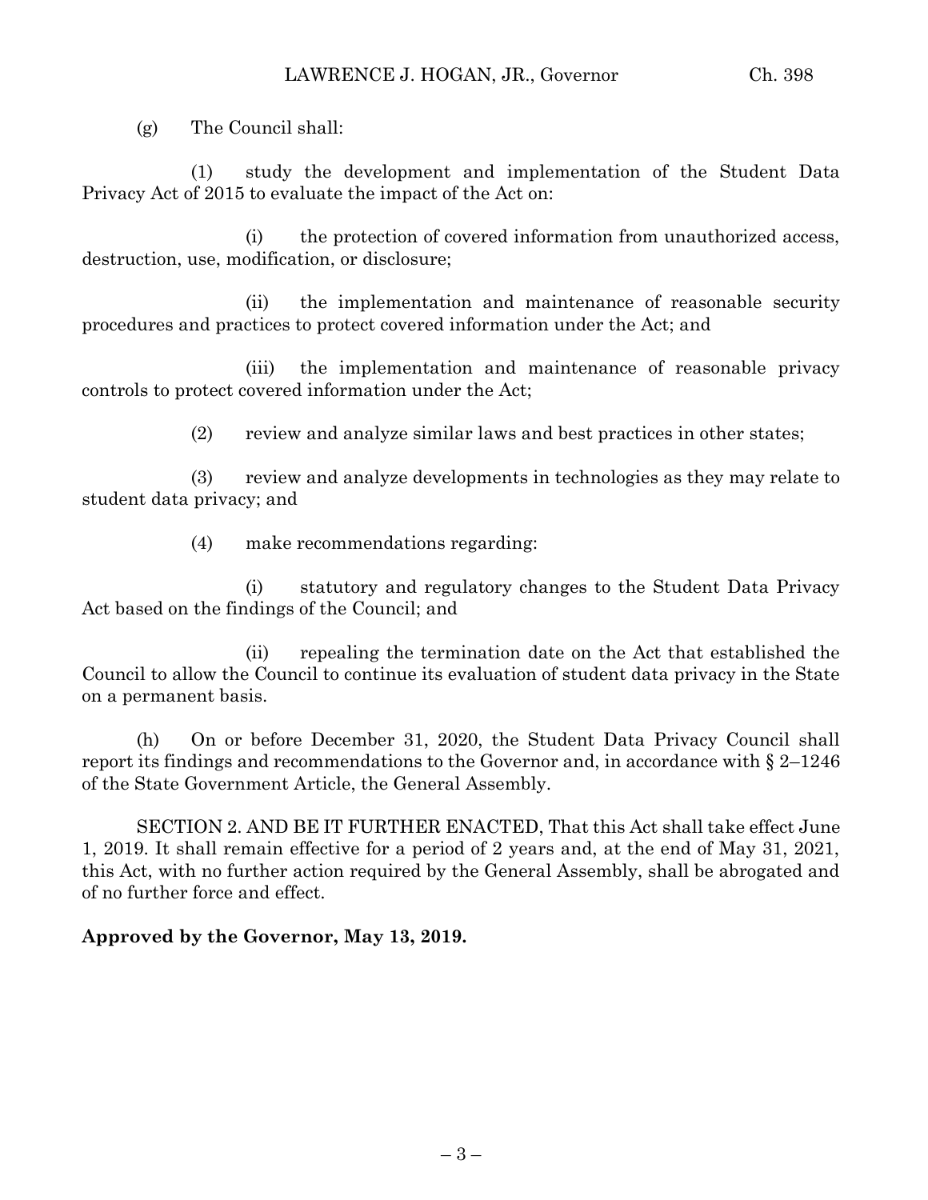(g) The Council shall:

(1) study the development and implementation of the Student Data Privacy Act of 2015 to evaluate the impact of the Act on:

(i) the protection of covered information from unauthorized access, destruction, use, modification, or disclosure;

(ii) the implementation and maintenance of reasonable security procedures and practices to protect covered information under the Act; and

(iii) the implementation and maintenance of reasonable privacy controls to protect covered information under the Act;

(2) review and analyze similar laws and best practices in other states;

(3) review and analyze developments in technologies as they may relate to student data privacy; and

(4) make recommendations regarding:

(i) statutory and regulatory changes to the Student Data Privacy Act based on the findings of the Council; and

(ii) repealing the termination date on the Act that established the Council to allow the Council to continue its evaluation of student data privacy in the State on a permanent basis.

(h) On or before December 31, 2020, the Student Data Privacy Council shall report its findings and recommendations to the Governor and, in accordance with § 2–1246 of the State Government Article, the General Assembly.

SECTION 2. AND BE IT FURTHER ENACTED, That this Act shall take effect June 1, 2019. It shall remain effective for a period of 2 years and, at the end of May 31, 2021, this Act, with no further action required by the General Assembly, shall be abrogated and of no further force and effect.

**Approved by the Governor, May 13, 2019.**